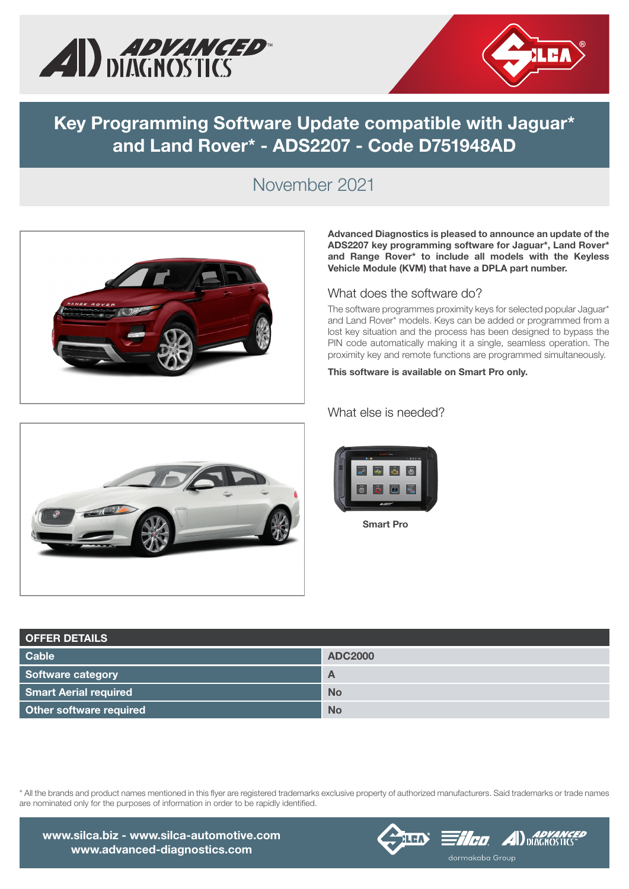# Key Programming Software Update compatible with Jaguar* and Land Rover* - ADS2207 - Code D751948AD

November 2021

**Advanced Diagnostics is pleased to announce an update of the ADS2207 key programming software for Jaguar*, Land Rover* and Range Rover* to include all models with the Keyless Vehicle Module (KVM) that have a DPLA part number.**

## What does the software do?

The software programmes proximity keys for selected popular Jaguar* and Land Rover* models. Keys can be added or programmed from a lost key situation and the process has been designed to bypass the PIN code automatically making it a single, seamless operation. The proximity key and remote functions are programmed simultaneously.

**This software is available on Smart Pro only.**

## What else is needed?

**Smart Pro**

| OFFER DETAILS | |
|---|---|
| **Cable** | **ADC2000** |
| **Software category** | **A** |
| **Smart Aerial required** | **No** |
| **Other software required** | **No** |

* All the brands and product names mentioned in this flyer are registered trademarks exclusive property of authorized manufacturers. Said trademarks or trade names are nominated only for the purposes of information in order to be rapidly identified.

**www.silca.biz - www.silca-automotive.com**
**www.advanced-diagnostics.com**

dormakaba Group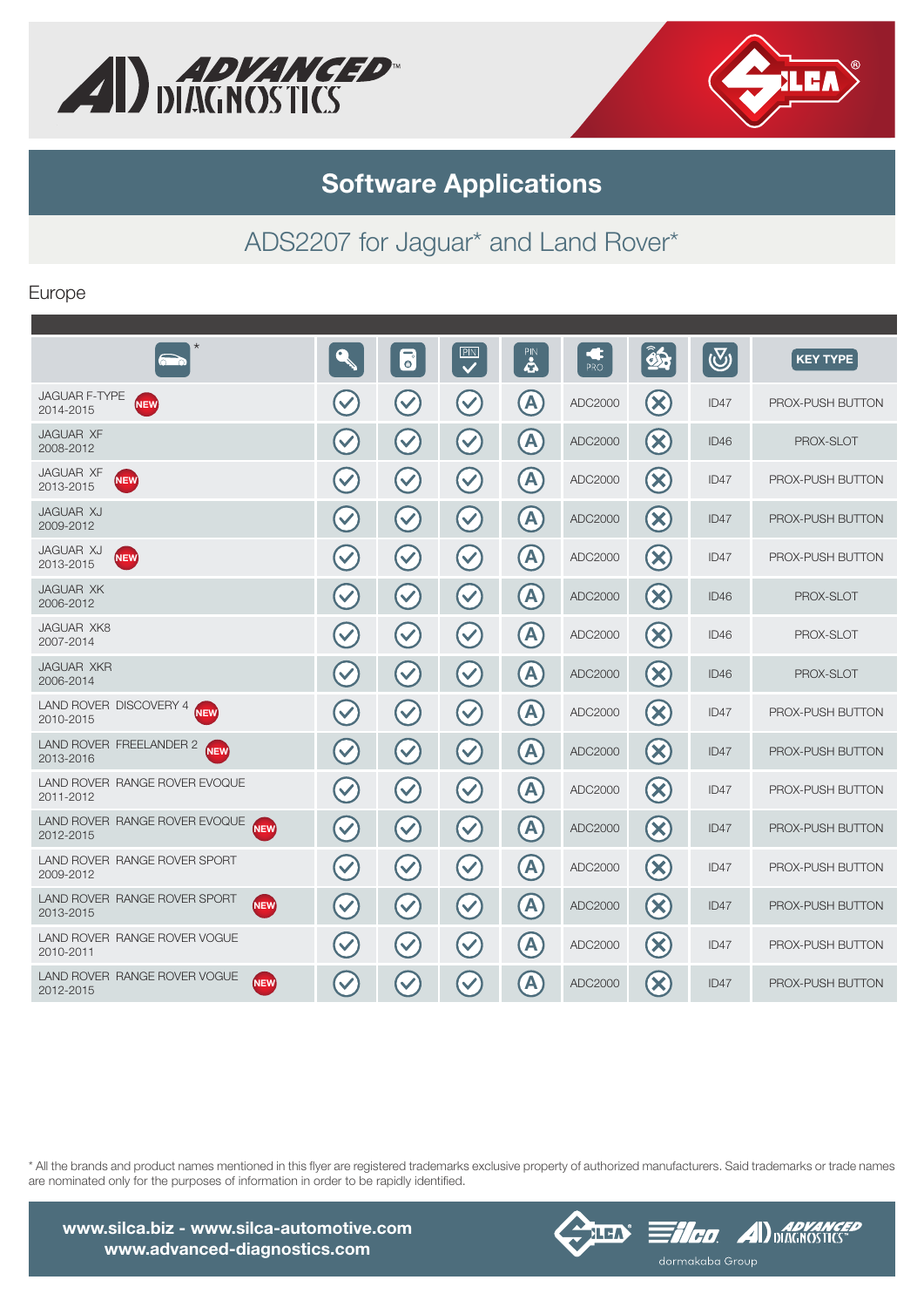# Software Applications

## ADS2207 for Jaguar* and Land Rover*

Europe

| * | | | PIN | PIN PRO | PRO | | | KEY TYPE |
|---|---|---|---|---|---|---|---|---|
| JAGUAR F-TYPE 2014-2015 NEW | ✓ | ✓ | ✓ | A | ADC2000 | ✗ | ID47 | PROX-PUSH BUTTON |
| JAGUAR XF 2008-2012 | ✓ | ✓ | ✓ | A | ADC2000 | ✗ | ID46 | PROX-SLOT |
| JAGUAR XF 2013-2015 NEW | ✓ | ✓ | ✓ | A | ADC2000 | ✗ | ID47 | PROX-PUSH BUTTON |
| JAGUAR XJ 2009-2012 | ✓ | ✓ | ✓ | A | ADC2000 | ✗ | ID47 | PROX-PUSH BUTTON |
| JAGUAR XJ 2013-2015 NEW | ✓ | ✓ | ✓ | A | ADC2000 | ✗ | ID47 | PROX-PUSH BUTTON |
| JAGUAR XK 2006-2012 | ✓ | ✓ | ✓ | A | ADC2000 | ✗ | ID46 | PROX-SLOT |
| JAGUAR XK8 2007-2014 | ✓ | ✓ | ✓ | A | ADC2000 | ✗ | ID46 | PROX-SLOT |
| JAGUAR XKR 2006-2014 | ✓ | ✓ | ✓ | A | ADC2000 | ✗ | ID46 | PROX-SLOT |
| LAND ROVER DISCOVERY 4 2010-2015 NEW | ✓ | ✓ | ✓ | A | ADC2000 | ✗ | ID47 | PROX-PUSH BUTTON |
| LAND ROVER FREELANDER 2 2013-2016 NEW | ✓ | ✓ | ✓ | A | ADC2000 | ✗ | ID47 | PROX-PUSH BUTTON |
| LAND ROVER RANGE ROVER EVOQUE 2011-2012 | ✓ | ✓ | ✓ | A | ADC2000 | ✗ | ID47 | PROX-PUSH BUTTON |
| LAND ROVER RANGE ROVER EVOQUE 2012-2015 NEW | ✓ | ✓ | ✓ | A | ADC2000 | ✗ | ID47 | PROX-PUSH BUTTON |
| LAND ROVER RANGE ROVER SPORT 2009-2012 | ✓ | ✓ | ✓ | A | ADC2000 | ✗ | ID47 | PROX-PUSH BUTTON |
| LAND ROVER RANGE ROVER SPORT 2013-2015 NEW | ✓ | ✓ | ✓ | A | ADC2000 | ✗ | ID47 | PROX-PUSH BUTTON |
| LAND ROVER RANGE ROVER VOGUE 2010-2011 | ✓ | ✓ | ✓ | A | ADC2000 | ✗ | ID47 | PROX-PUSH BUTTON |
| LAND ROVER RANGE ROVER VOGUE 2012-2015 NEW | ✓ | ✓ | ✓ | A | ADC2000 | ✗ | ID47 | PROX-PUSH BUTTON |

* All the brands and product names mentioned in this flyer are registered trademarks exclusive property of authorized manufacturers. Said trademarks or trade names are nominated only for the purposes of information in order to be rapidly identified.

**www.silca.biz - www.silca-automotive.com**
**www.advanced-diagnostics.com**

dormakaba Group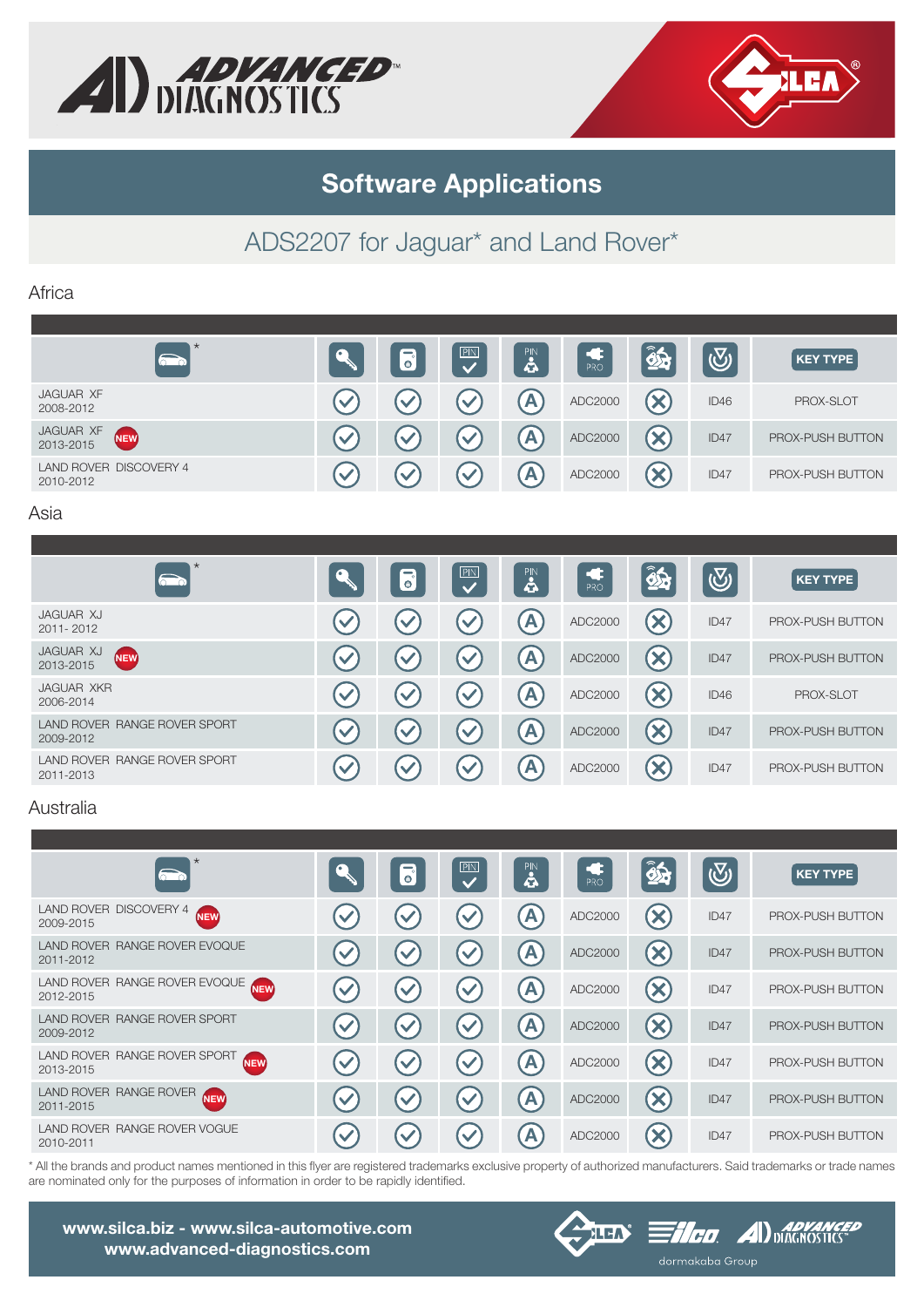# Software Applications

## ADS2207 for Jaguar* and Land Rover*

### Africa

| * | | | | | | | | KEY TYPE |
|---|---|---|---|---|---|---|---|---|
| JAGUAR XF 2008-2012 | ✓ | ✓ | ✓ | A | ADC2000 | ✗ | ID46 | PROX-SLOT |
| JAGUAR XF 2013-2015 NEW | ✓ | ✓ | ✓ | A | ADC2000 | ✗ | ID47 | PROX-PUSH BUTTON |
| LAND ROVER DISCOVERY 4 2010-2012 | ✓ | ✓ | ✓ | A | ADC2000 | ✗ | ID47 | PROX-PUSH BUTTON |

### Asia

| * | | | | | | | | KEY TYPE |
|---|---|---|---|---|---|---|---|---|
| JAGUAR XJ 2011- 2012 | ✓ | ✓ | ✓ | A | ADC2000 | ✗ | ID47 | PROX-PUSH BUTTON |
| JAGUAR XJ 2013-2015 NEW | ✓ | ✓ | ✓ | A | ADC2000 | ✗ | ID47 | PROX-PUSH BUTTON |
| JAGUAR XKR 2006-2014 | ✓ | ✓ | ✓ | A | ADC2000 | ✗ | ID46 | PROX-SLOT |
| LAND ROVER RANGE ROVER SPORT 2009-2012 | ✓ | ✓ | ✓ | A | ADC2000 | ✗ | ID47 | PROX-PUSH BUTTON |
| LAND ROVER RANGE ROVER SPORT 2011-2013 | ✓ | ✓ | ✓ | A | ADC2000 | ✗ | ID47 | PROX-PUSH BUTTON |

### Australia

| * | | | | | | | | KEY TYPE |
|---|---|---|---|---|---|---|---|---|
| LAND ROVER DISCOVERY 4 2009-2015 NEW | ✓ | ✓ | ✓ | A | ADC2000 | ✗ | ID47 | PROX-PUSH BUTTON |
| LAND ROVER RANGE ROVER EVOQUE 2011-2012 | ✓ | ✓ | ✓ | A | ADC2000 | ✗ | ID47 | PROX-PUSH BUTTON |
| LAND ROVER RANGE ROVER EVOQUE 2012-2015 NEW | ✓ | ✓ | ✓ | A | ADC2000 | ✗ | ID47 | PROX-PUSH BUTTON |
| LAND ROVER RANGE ROVER SPORT 2009-2012 | ✓ | ✓ | ✓ | A | ADC2000 | ✗ | ID47 | PROX-PUSH BUTTON |
| LAND ROVER RANGE ROVER SPORT 2013-2015 NEW | ✓ | ✓ | ✓ | A | ADC2000 | ✗ | ID47 | PROX-PUSH BUTTON |
| LAND ROVER RANGE ROVER 2011-2015 NEW | ✓ | ✓ | ✓ | A | ADC2000 | ✗ | ID47 | PROX-PUSH BUTTON |
| LAND ROVER RANGE ROVER VOGUE 2010-2011 | ✓ | ✓ | ✓ | A | ADC2000 | ✗ | ID47 | PROX-PUSH BUTTON |

* All the brands and product names mentioned in this flyer are registered trademarks exclusive property of authorized manufacturers. Said trademarks or trade names are nominated only for the purposes of information in order to be rapidly identified.

**www.silca.biz - www.silca-automotive.com**
**www.advanced-diagnostics.com**

dormakaba Group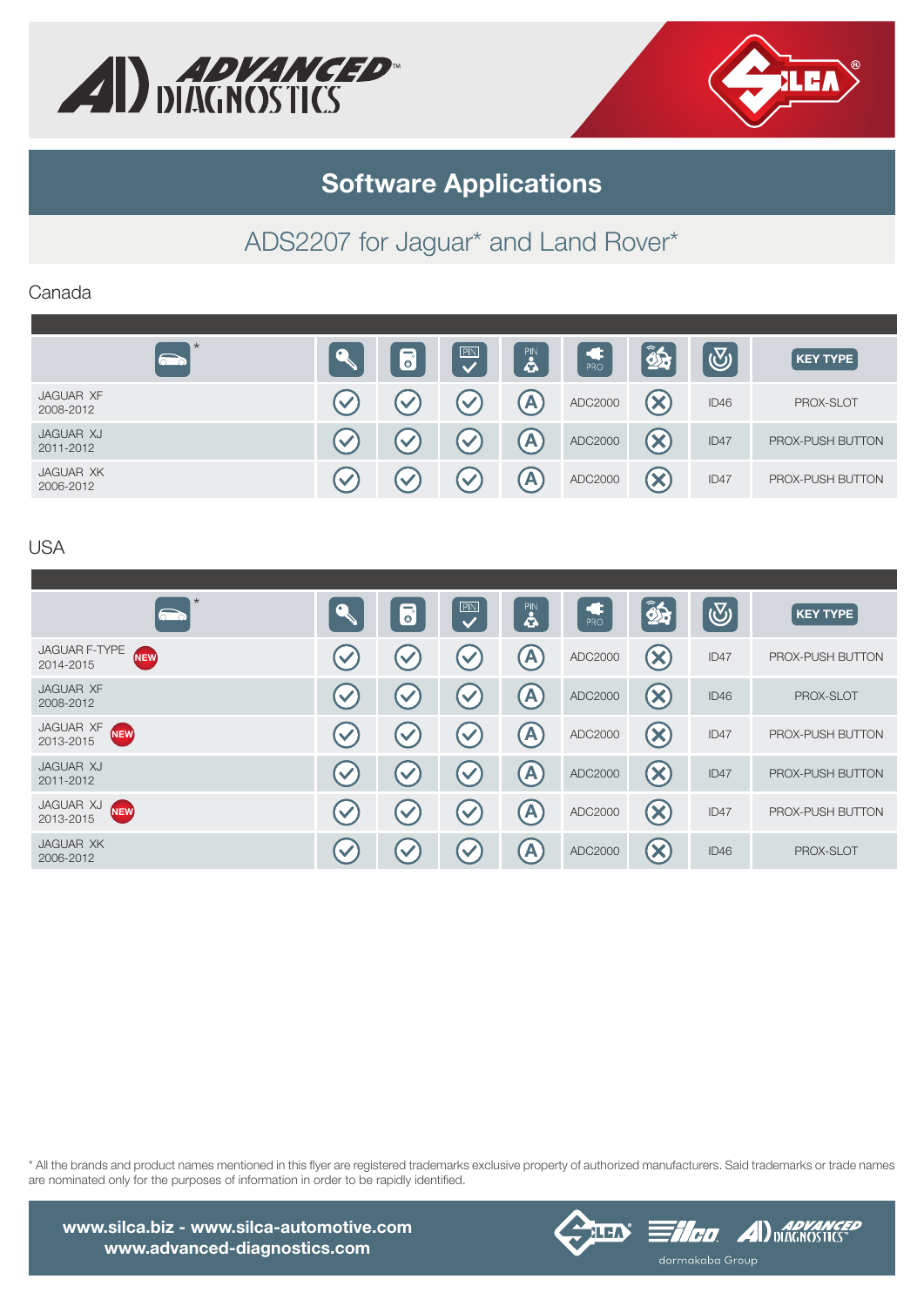## Software Applications

### ADS2207 for Jaguar* and Land Rover*

Canada

| * | | | | | | | | KEY TYPE |
|---|---|---|---|---|---|---|---|---|
| JAGUAR XF 2008-2012 | ✓ | ✓ | ✓ | A | ADC2000 | ✗ | ID46 | PROX-SLOT |
| JAGUAR XJ 2011-2012 | ✓ | ✓ | ✓ | A | ADC2000 | ✗ | ID47 | PROX-PUSH BUTTON |
| JAGUAR XK 2006-2012 | ✓ | ✓ | ✓ | A | ADC2000 | ✗ | ID47 | PROX-PUSH BUTTON |

USA

| * | | | | | | | | KEY TYPE |
|---|---|---|---|---|---|---|---|---|
| JAGUAR F-TYPE 2014-2015 NEW | ✓ | ✓ | ✓ | A | ADC2000 | ✗ | ID47 | PROX-PUSH BUTTON |
| JAGUAR XF 2008-2012 | ✓ | ✓ | ✓ | A | ADC2000 | ✗ | ID46 | PROX-SLOT |
| JAGUAR XF 2013-2015 NEW | ✓ | ✓ | ✓ | A | ADC2000 | ✗ | ID47 | PROX-PUSH BUTTON |
| JAGUAR XJ 2011-2012 | ✓ | ✓ | ✓ | A | ADC2000 | ✗ | ID47 | PROX-PUSH BUTTON |
| JAGUAR XJ 2013-2015 NEW | ✓ | ✓ | ✓ | A | ADC2000 | ✗ | ID47 | PROX-PUSH BUTTON |
| JAGUAR XK 2006-2012 | ✓ | ✓ | ✓ | A | ADC2000 | ✗ | ID46 | PROX-SLOT |

* All the brands and product names mentioned in this flyer are registered trademarks exclusive property of authorized manufacturers. Said trademarks or trade names are nominated only for the purposes of information in order to be rapidly identified.

**www.silca.biz - www.silca-automotive.com**
**www.advanced-diagnostics.com**

dormakaba Group